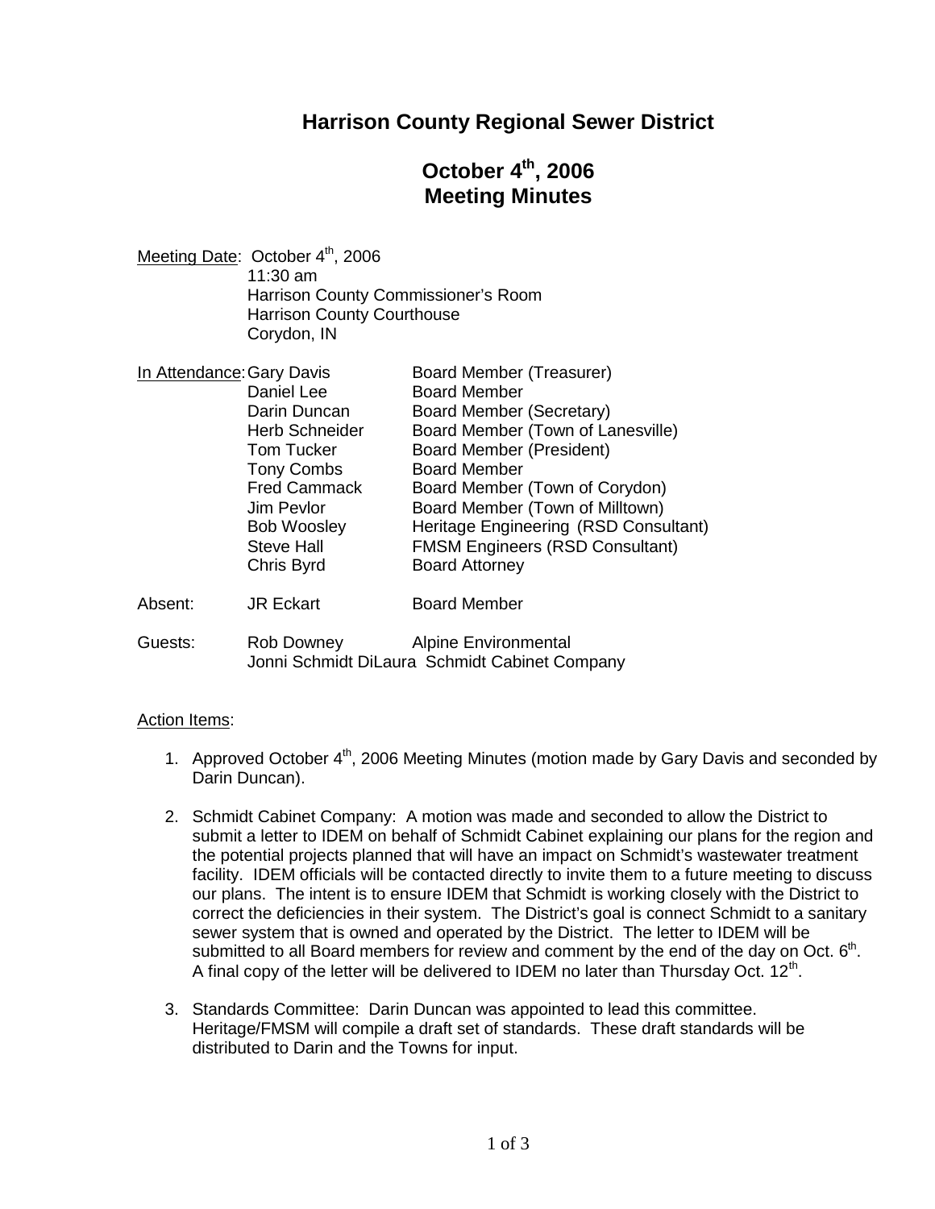# Harrison County Regional Sewer District

## October 4th, 2006
## Meeting Minutes

Meeting Date: October 4th, 2006
11:30 am
Harrison County Commissioner's Room
Harrison County Courthouse
Corydon, IN

In Attendance:

| | |
|---|---|
| Gary Davis | Board Member (Treasurer) |
| Daniel Lee | Board Member |
| Darin Duncan | Board Member (Secretary) |
| Herb Schneider | Board Member (Town of Lanesville) |
| Tom Tucker | Board Member (President) |
| Tony Combs | Board Member |
| Fred Cammack | Board Member (Town of Corydon) |
| Jim Pevlor | Board Member (Town of Milltown) |
| Bob Woosley | Heritage Engineering (RSD Consultant) |
| Steve Hall | FMSM Engineers (RSD Consultant) |
| Chris Byrd | Board Attorney |

Absent: JR Eckart — Board Member

Guests: Rob Downey — Alpine Environmental
Jonni Schmidt DiLaura — Schmidt Cabinet Company

Action Items:

1. Approved October 4th, 2006 Meeting Minutes (motion made by Gary Davis and seconded by Darin Duncan).

2. Schmidt Cabinet Company: A motion was made and seconded to allow the District to submit a letter to IDEM on behalf of Schmidt Cabinet explaining our plans for the region and the potential projects planned that will have an impact on Schmidt's wastewater treatment facility. IDEM officials will be contacted directly to invite them to a future meeting to discuss our plans. The intent is to ensure IDEM that Schmidt is working closely with the District to correct the deficiencies in their system. The District's goal is connect Schmidt to a sanitary sewer system that is owned and operated by the District. The letter to IDEM will be submitted to all Board members for review and comment by the end of the day on Oct. 6th. A final copy of the letter will be delivered to IDEM no later than Thursday Oct. 12th.

3. Standards Committee: Darin Duncan was appointed to lead this committee. Heritage/FMSM will compile a draft set of standards. These draft standards will be distributed to Darin and the Towns for input.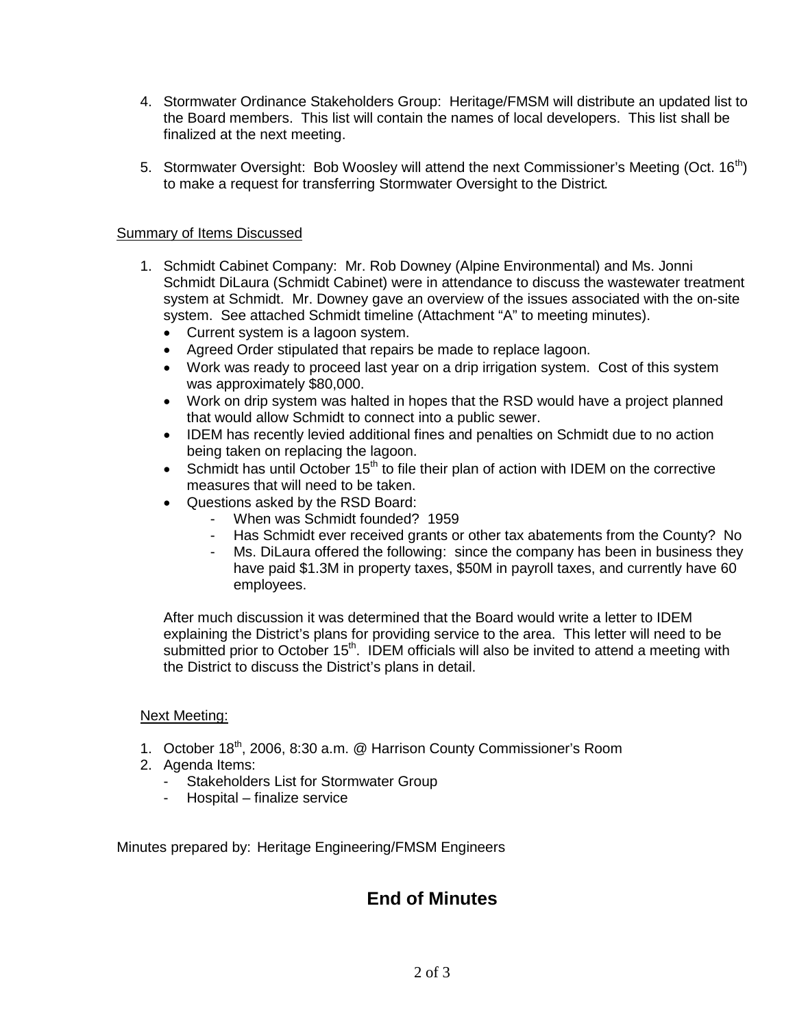4. Stormwater Ordinance Stakeholders Group: Heritage/FMSM will distribute an updated list to the Board members. This list will contain the names of local developers. This list shall be finalized at the next meeting.

5. Stormwater Oversight: Bob Woosley will attend the next Commissioner's Meeting (Oct. 16th) to make a request for transferring Stormwater Oversight to the District.

Summary of Items Discussed

1. Schmidt Cabinet Company: Mr. Rob Downey (Alpine Environmental) and Ms. Jonni Schmidt DiLaura (Schmidt Cabinet) were in attendance to discuss the wastewater treatment system at Schmidt. Mr. Downey gave an overview of the issues associated with the on-site system. See attached Schmidt timeline (Attachment "A" to meeting minutes).
   - Current system is a lagoon system.
   - Agreed Order stipulated that repairs be made to replace lagoon.
   - Work was ready to proceed last year on a drip irrigation system. Cost of this system was approximately $80,000.
   - Work on drip system was halted in hopes that the RSD would have a project planned that would allow Schmidt to connect into a public sewer.
   - IDEM has recently levied additional fines and penalties on Schmidt due to no action being taken on replacing the lagoon.
   - Schmidt has until October 15th to file their plan of action with IDEM on the corrective measures that will need to be taken.
   - Questions asked by the RSD Board:
     - When was Schmidt founded? 1959
     - Has Schmidt ever received grants or other tax abatements from the County? No
     - Ms. DiLaura offered the following: since the company has been in business they have paid $1.3M in property taxes, $50M in payroll taxes, and currently have 60 employees.

   After much discussion it was determined that the Board would write a letter to IDEM explaining the District's plans for providing service to the area. This letter will need to be submitted prior to October 15th. IDEM officials will also be invited to attend a meeting with the District to discuss the District's plans in detail.

Next Meeting:

1. October 18th, 2006, 8:30 a.m. @ Harrison County Commissioner's Room
2. Agenda Items:
   - Stakeholders List for Stormwater Group
   - Hospital – finalize service

Minutes prepared by: Heritage Engineering/FMSM Engineers

## End of Minutes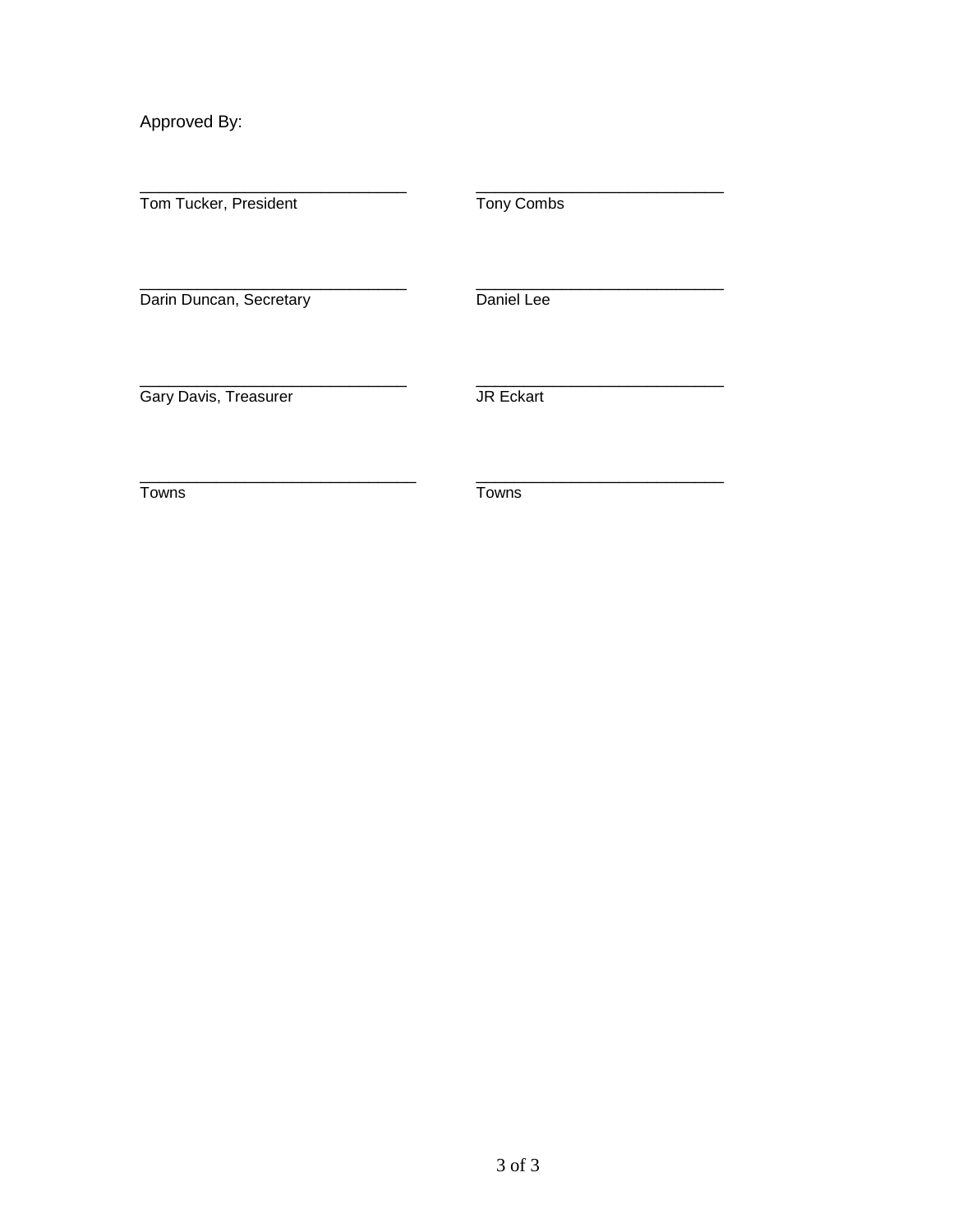Approved By:

| | |
|---|---|
| \_\_\_\_\_\_\_\_\_\_\_\_\_\_\_\_\_\_\_\_\_\_\_\_\_\_\_\_ | \_\_\_\_\_\_\_\_\_\_\_\_\_\_\_\_\_\_\_\_\_\_\_\_\_\_\_ |
| Tom Tucker, President | Tony Combs |
| \_\_\_\_\_\_\_\_\_\_\_\_\_\_\_\_\_\_\_\_\_\_\_\_\_\_\_\_ | \_\_\_\_\_\_\_\_\_\_\_\_\_\_\_\_\_\_\_\_\_\_\_\_\_\_\_ |
| Darin Duncan, Secretary | Daniel Lee |
| \_\_\_\_\_\_\_\_\_\_\_\_\_\_\_\_\_\_\_\_\_\_\_\_\_\_\_\_ | \_\_\_\_\_\_\_\_\_\_\_\_\_\_\_\_\_\_\_\_\_\_\_\_\_\_\_ |
| Gary Davis, Treasurer | JR Eckart |
| \_\_\_\_\_\_\_\_\_\_\_\_\_\_\_\_\_\_\_\_\_\_\_\_\_\_\_\_ | \_\_\_\_\_\_\_\_\_\_\_\_\_\_\_\_\_\_\_\_\_\_\_\_\_\_\_ |
| Towns | Towns |